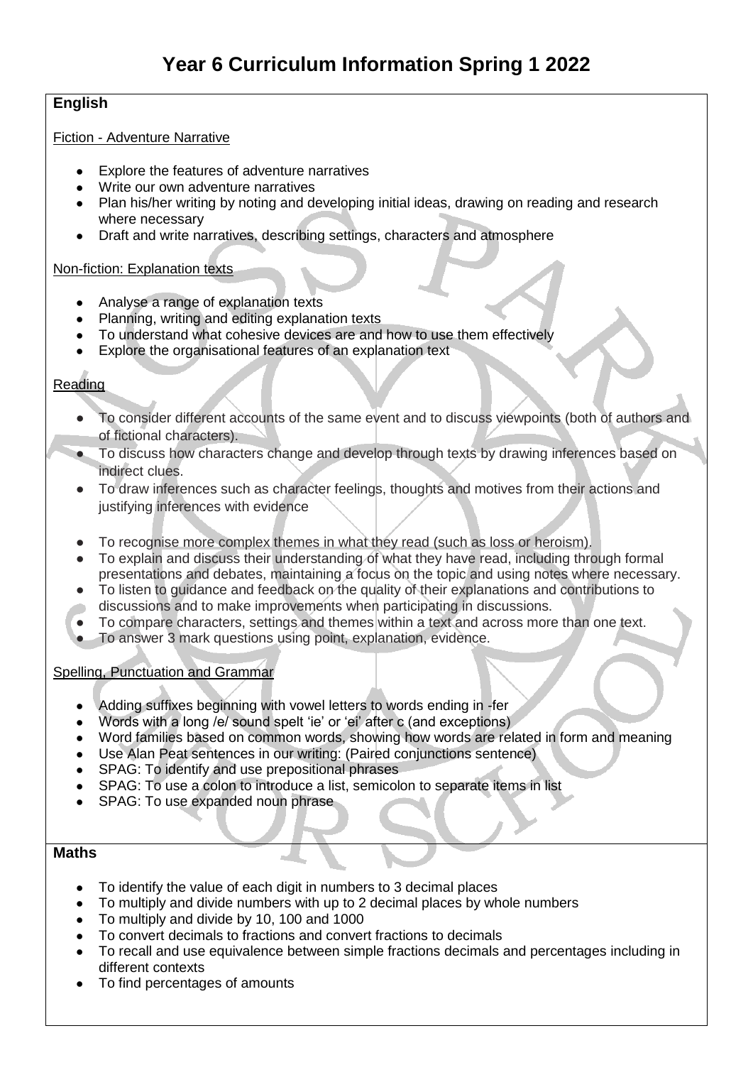# Year 6 Curriculum Information Spring 1 2022

## English

Fiction - Adventure Narrative

- Explore the features of adventure narratives
- Write our own adventure narratives
- Plan his/her writing by noting and developing initial ideas, drawing on reading and research where necessary
- Draft and write narratives, describing settings, characters and atmosphere

Non-fiction: Explanation texts

- Analyse a range of explanation texts
- Planning, writing and editing explanation texts
- To understand what cohesive devices are and how to use them effectively
- Explore the organisational features of an explanation text

Reading

- To consider different accounts of the same event and to discuss viewpoints (both of authors and of fictional characters).
- To discuss how characters change and develop through texts by drawing inferences based on indirect clues.
- To draw inferences such as character feelings, thoughts and motives from their actions and justifying inferences with evidence
- To recognise more complex themes in what they read (such as loss or heroism).
- To explain and discuss their understanding of what they have read, including through formal presentations and debates, maintaining a focus on the topic and using notes where necessary.
- To listen to guidance and feedback on the quality of their explanations and contributions to discussions and to make improvements when participating in discussions.
- To compare characters, settings and themes within a text and across more than one text.
- To answer 3 mark questions using point, explanation, evidence.

Spelling, Punctuation and Grammar

- Adding suffixes beginning with vowel letters to words ending in -fer
- Words with a long /e/ sound spelt 'ie' or 'ei' after c (and exceptions)
- Word families based on common words, showing how words are related in form and meaning
- Use Alan Peat sentences in our writing: (Paired conjunctions sentence)
- SPAG: To identify and use prepositional phrases
- SPAG: To use a colon to introduce a list, semicolon to separate items in list
- SPAG: To use expanded noun phrase

## Maths

- To identify the value of each digit in numbers to 3 decimal places
- To multiply and divide numbers with up to 2 decimal places by whole numbers
- To multiply and divide by 10, 100 and 1000
- To convert decimals to fractions and convert fractions to decimals
- To recall and use equivalence between simple fractions decimals and percentages including in different contexts
- To find percentages of amounts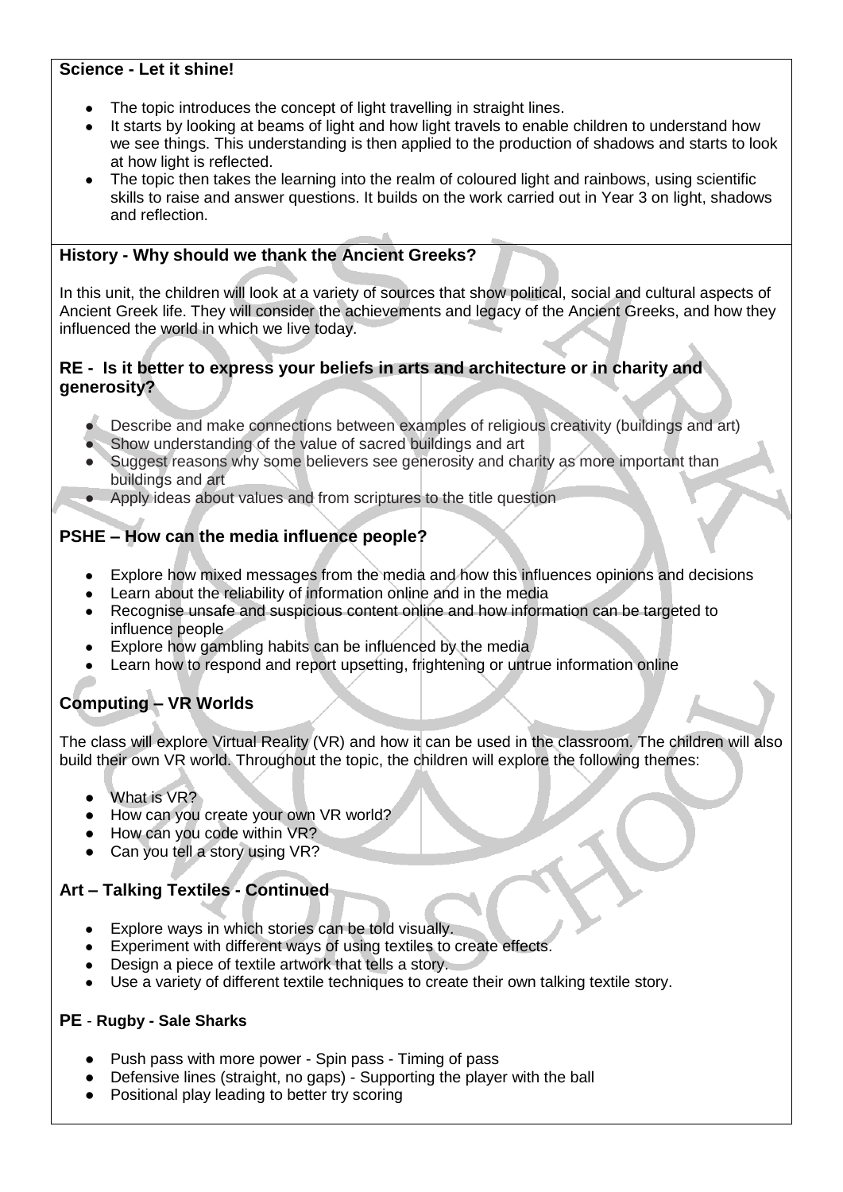**Science - Let it shine!**

- The topic introduces the concept of light travelling in straight lines.
- It starts by looking at beams of light and how light travels to enable children to understand how we see things. This understanding is then applied to the production of shadows and starts to look at how light is reflected.
- The topic then takes the learning into the realm of coloured light and rainbows, using scientific skills to raise and answer questions. It builds on the work carried out in Year 3 on light, shadows and reflection.

**History - Why should we thank the Ancient Greeks?**

In this unit, the children will look at a variety of sources that show political, social and cultural aspects of Ancient Greek life. They will consider the achievements and legacy of the Ancient Greeks, and how they influenced the world in which we live today.

**RE - Is it better to express your beliefs in arts and architecture or in charity and generosity?**

- Describe and make connections between examples of religious creativity (buildings and art)
- Show understanding of the value of sacred buildings and art
- Suggest reasons why some believers see generosity and charity as more important than buildings and art
- Apply ideas about values and from scriptures to the title question

**PSHE – How can the media influence people?**

- Explore how mixed messages from the media and how this influences opinions and decisions
- Learn about the reliability of information online and in the media
- Recognise unsafe and suspicious content online and how information can be targeted to influence people
- Explore how gambling habits can be influenced by the media
- Learn how to respond and report upsetting, frightening or untrue information online

**Computing – VR Worlds**

The class will explore Virtual Reality (VR) and how it can be used in the classroom. The children will also build their own VR world. Throughout the topic, the children will explore the following themes:

- What is VR?
- How can you create your own VR world?
- How can you code within VR?
- Can you tell a story using VR?

**Art – Talking Textiles - Continued**

- Explore ways in which stories can be told visually.
- Experiment with different ways of using textiles to create effects.
- Design a piece of textile artwork that tells a story.
- Use a variety of different textile techniques to create their own talking textile story.

**PE - Rugby - Sale Sharks**

- Push pass with more power - Spin pass - Timing of pass
- Defensive lines (straight, no gaps) - Supporting the player with the ball
- Positional play leading to better try scoring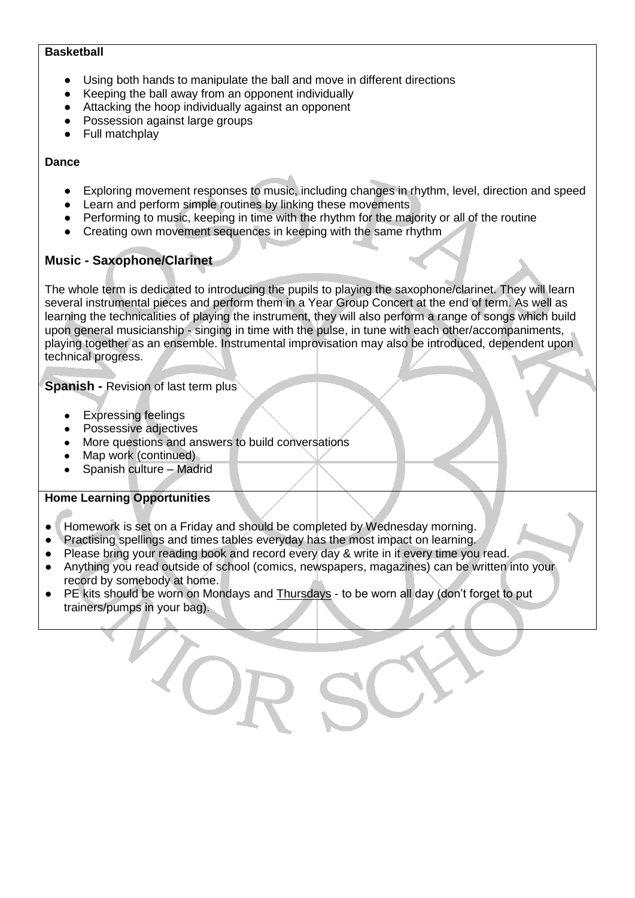**Basketball**

- Using both hands to manipulate the ball and move in different directions
- Keeping the ball away from an opponent individually
- Attacking the hoop individually against an opponent
- Possession against large groups
- Full matchplay

**Dance**

- Exploring movement responses to music, including changes in rhythm, level, direction and speed
- Learn and perform simple routines by linking these movements
- Performing to music, keeping in time with the rhythm for the majority or all of the routine
- Creating own movement sequences in keeping with the same rhythm

**Music - Saxophone/Clarinet**

The whole term is dedicated to introducing the pupils to playing the saxophone/clarinet. They will learn several instrumental pieces and perform them in a Year Group Concert at the end of term. As well as learning the technicalities of playing the instrument, they will also perform a range of songs which build upon general musicianship - singing in time with the pulse, in tune with each other/accompaniments, playing together as an ensemble. Instrumental improvisation may also be introduced, dependent upon technical progress.

**Spanish -** Revision of last term plus

- Expressing feelings
- Possessive adjectives
- More questions and answers to build conversations
- Map work (continued)
- Spanish culture – Madrid

**Home Learning Opportunities**

- Homework is set on a Friday and should be completed by Wednesday morning.
- Practising spellings and times tables everyday has the most impact on learning.
- Please bring your reading book and record every day & write in it every time you read.
- Anything you read outside of school (comics, newspapers, magazines) can be written into your record by somebody at home.
- PE kits should be worn on Mondays and Thursdays - to be worn all day (don't forget to put trainers/pumps in your bag).